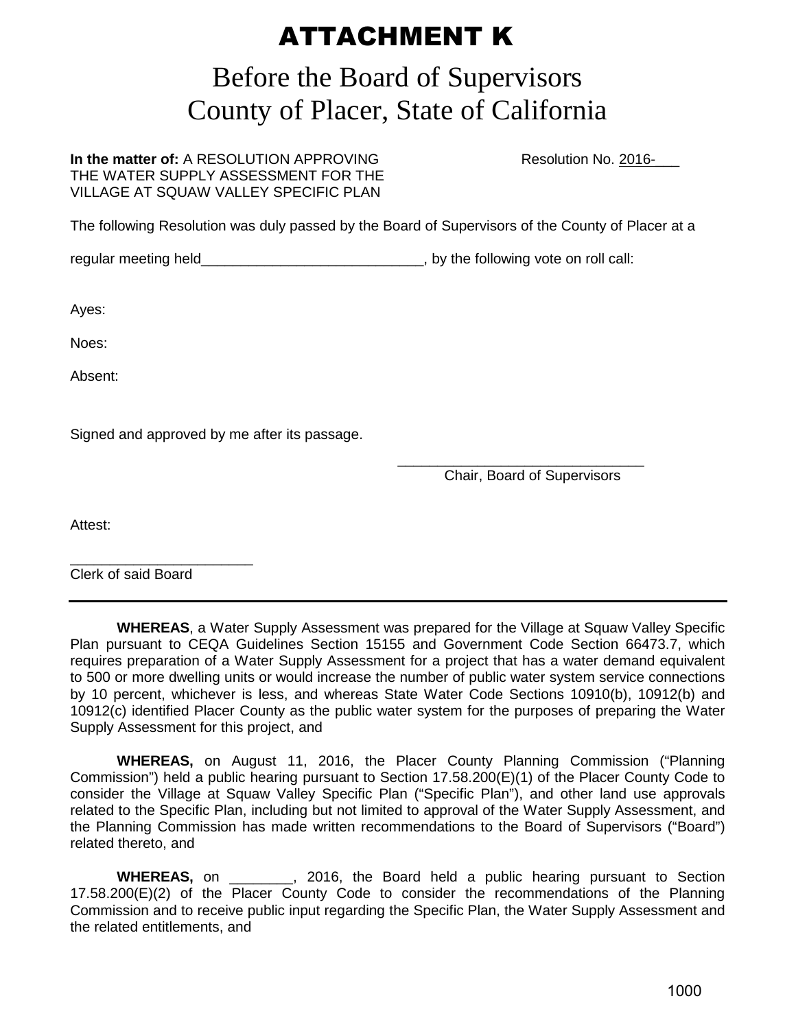# ATTACHMENT K

## Before the Board of Supervisors
## County of Placer, State of California

**In the matter of:** A RESOLUTION APPROVING THE WATER SUPPLY ASSESSMENT FOR THE VILLAGE AT SQUAW VALLEY SPECIFIC PLAN

Resolution No. 2016-___

The following Resolution was duly passed by the Board of Supervisors of the County of Placer at a regular meeting held____________________________, by the following vote on roll call:

Ayes:

Noes:

Absent:

Signed and approved by me after its passage.

_______________________________
Chair, Board of Supervisors

Attest:

_______________________
Clerk of said Board

---

**WHEREAS**, a Water Supply Assessment was prepared for the Village at Squaw Valley Specific Plan pursuant to CEQA Guidelines Section 15155 and Government Code Section 66473.7, which requires preparation of a Water Supply Assessment for a project that has a water demand equivalent to 500 or more dwelling units or would increase the number of public water system service connections by 10 percent, whichever is less, and whereas State Water Code Sections 10910(b), 10912(b) and 10912(c) identified Placer County as the public water system for the purposes of preparing the Water Supply Assessment for this project, and

**WHEREAS,** on August 11, 2016, the Placer County Planning Commission ("Planning Commission") held a public hearing pursuant to Section 17.58.200(E)(1) of the Placer County Code to consider the Village at Squaw Valley Specific Plan ("Specific Plan"), and other land use approvals related to the Specific Plan, including but not limited to approval of the Water Supply Assessment, and the Planning Commission has made written recommendations to the Board of Supervisors ("Board") related thereto, and

**WHEREAS,** on ________, 2016, the Board held a public hearing pursuant to Section 17.58.200(E)(2) of the Placer County Code to consider the recommendations of the Planning Commission and to receive public input regarding the Specific Plan, the Water Supply Assessment and the related entitlements, and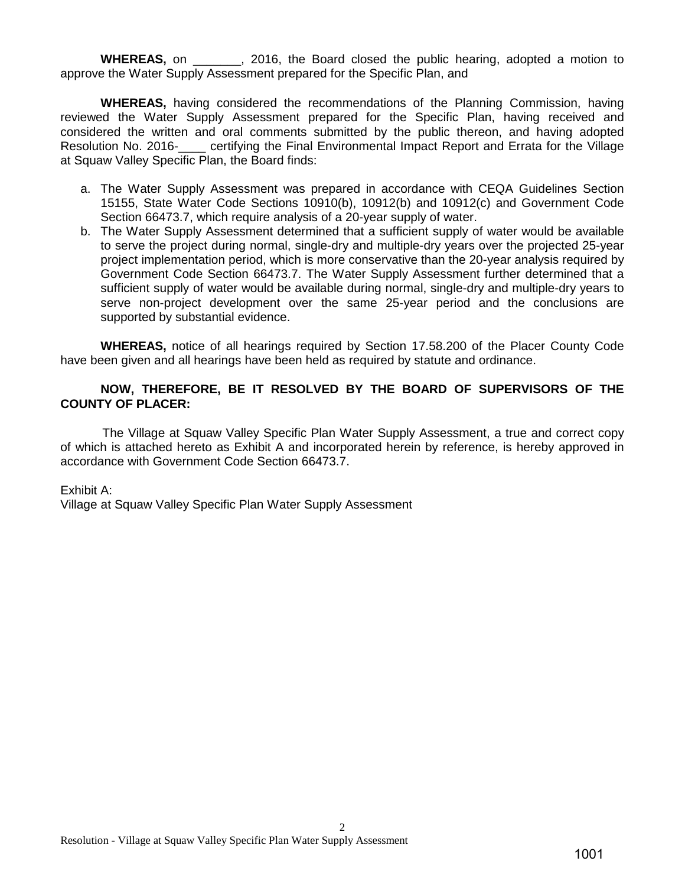**WHEREAS,** on _______, 2016, the Board closed the public hearing, adopted a motion to approve the Water Supply Assessment prepared for the Specific Plan, and

**WHEREAS,** having considered the recommendations of the Planning Commission, having reviewed the Water Supply Assessment prepared for the Specific Plan, having received and considered the written and oral comments submitted by the public thereon, and having adopted Resolution No. 2016-____ certifying the Final Environmental Impact Report and Errata for the Village at Squaw Valley Specific Plan, the Board finds:

a. The Water Supply Assessment was prepared in accordance with CEQA Guidelines Section 15155, State Water Code Sections 10910(b), 10912(b) and 10912(c) and Government Code Section 66473.7, which require analysis of a 20-year supply of water.
b. The Water Supply Assessment determined that a sufficient supply of water would be available to serve the project during normal, single-dry and multiple-dry years over the projected 25-year project implementation period, which is more conservative than the 20-year analysis required by Government Code Section 66473.7. The Water Supply Assessment further determined that a sufficient supply of water would be available during normal, single-dry and multiple-dry years to serve non-project development over the same 25-year period and the conclusions are supported by substantial evidence.

**WHEREAS,** notice of all hearings required by Section 17.58.200 of the Placer County Code have been given and all hearings have been held as required by statute and ordinance.

**NOW, THEREFORE, BE IT RESOLVED BY THE BOARD OF SUPERVISORS OF THE COUNTY OF PLACER:**

The Village at Squaw Valley Specific Plan Water Supply Assessment, a true and correct copy of which is attached hereto as Exhibit A and incorporated herein by reference, is hereby approved in accordance with Government Code Section 66473.7.

Exhibit A:
Village at Squaw Valley Specific Plan Water Supply Assessment